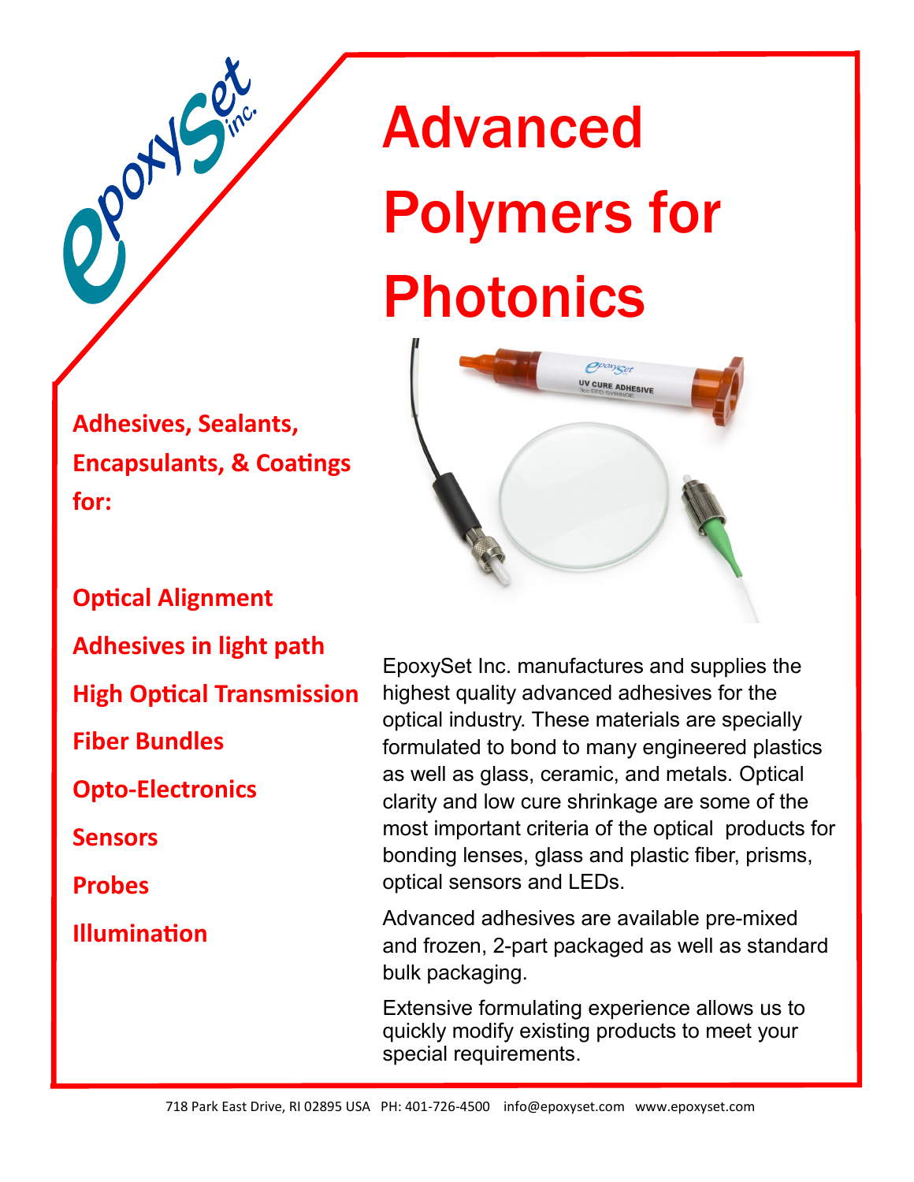EpoxySet inc.

# Advanced Polymers for Photonics

**Adhesives, Sealants, Encapsulants, & Coatings for:**

- **Optical Alignment**
- **Adhesives in light path**
- **High Optical Transmission**
- **Fiber Bundles**
- **Opto-Electronics**
- **Sensors**
- **Probes**
- **Illumination**

EpoxySet Inc. manufactures and supplies the highest quality advanced adhesives for the optical industry. These materials are specially formulated to bond to many engineered plastics as well as glass, ceramic, and metals. Optical clarity and low cure shrinkage are some of the most important criteria of the optical products for bonding lenses, glass and plastic fiber, prisms, optical sensors and LEDs.

Advanced adhesives are available pre-mixed and frozen, 2-part packaged as well as standard bulk packaging.

Extensive formulating experience allows us to quickly modify existing products to meet your special requirements.

718 Park East Drive, RI 02895 USA PH: 401-726-4500 info@epoxyset.com www.epoxyset.com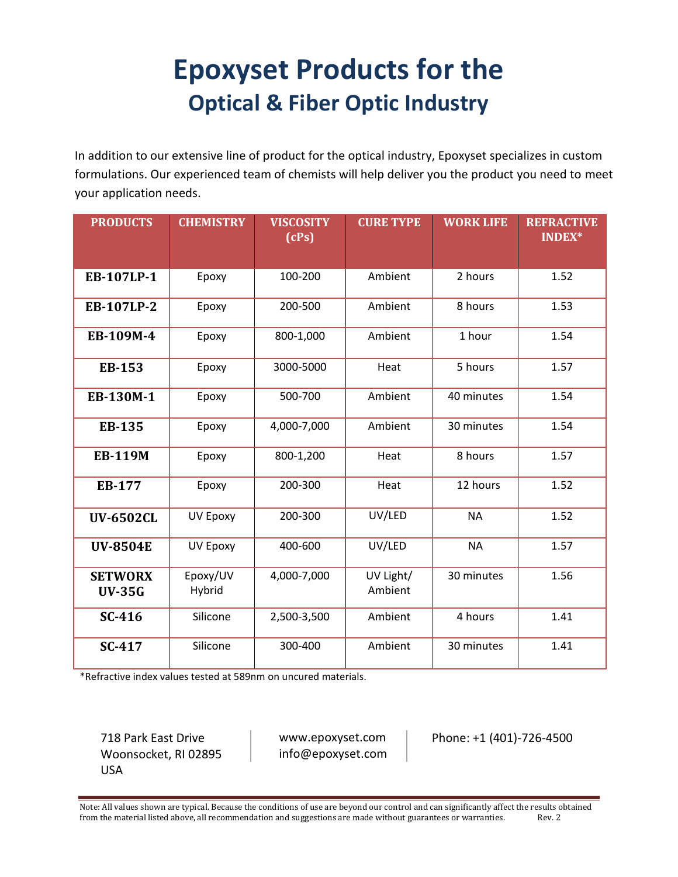# Epoxyset Products for the

## Optical & Fiber Optic Industry

In addition to our extensive line of product for the optical industry, Epoxyset specializes in custom formulations. Our experienced team of chemists will help deliver you the product you need to meet your application needs.

| PRODUCTS | CHEMISTRY | VISCOSITY (cPs) | CURE TYPE | WORK LIFE | REFRACTIVE INDEX* |
|---|---|---|---|---|---|
| **EB-107LP-1** | Epoxy | 100-200 | Ambient | 2 hours | 1.52 |
| **EB-107LP-2** | Epoxy | 200-500 | Ambient | 8 hours | 1.53 |
| **EB-109M-4** | Epoxy | 800-1,000 | Ambient | 1 hour | 1.54 |
| **EB-153** | Epoxy | 3000-5000 | Heat | 5 hours | 1.57 |
| **EB-130M-1** | Epoxy | 500-700 | Ambient | 40 minutes | 1.54 |
| **EB-135** | Epoxy | 4,000-7,000 | Ambient | 30 minutes | 1.54 |
| **EB-119M** | Epoxy | 800-1,200 | Heat | 8 hours | 1.57 |
| **EB-177** | Epoxy | 200-300 | Heat | 12 hours | 1.52 |
| **UV-6502CL** | UV Epoxy | 200-300 | UV/LED | NA | 1.52 |
| **UV-8504E** | UV Epoxy | 400-600 | UV/LED | NA | 1.57 |
| **SETWORX UV-35G** | Epoxy/UV Hybrid | 4,000-7,000 | UV Light/ Ambient | 30 minutes | 1.56 |
| **SC-416** | Silicone | 2,500-3,500 | Ambient | 4 hours | 1.41 |
| **SC-417** | Silicone | 300-400 | Ambient | 30 minutes | 1.41 |

*Refractive index values tested at 589nm on uncured materials.

718 Park East Drive
Woonsocket, RI 02895
USA

www.epoxyset.com
info@epoxyset.com

Phone: +1 (401)-726-4500

Note: All values shown are typical. Because the conditions of use are beyond our control and can significantly affect the results obtained from the material listed above, all recommendation and suggestions are made without guarantees or warranties. Rev. 2